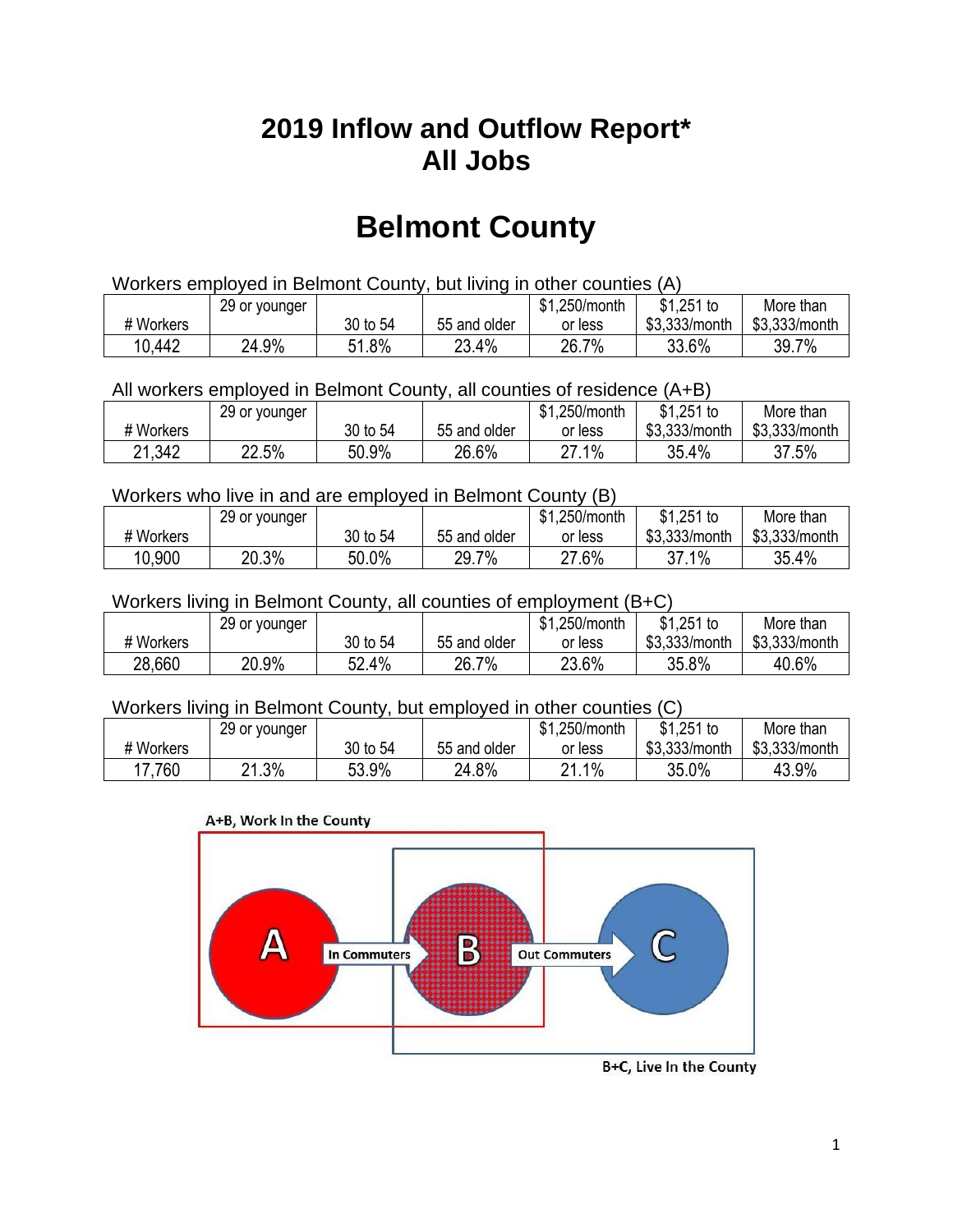# 2019 Inflow and Outflow Report*
# All Jobs

# Belmont County

Workers employed in Belmont County, but living in other counties (A)

| # Workers | 29 or younger | 30 to 54 | 55 and older | $1,250/month or less | $1,251 to $3,333/month | More than $3,333/month |
|---|---|---|---|---|---|---|
| 10,442 | 24.9% | 51.8% | 23.4% | 26.7% | 33.6% | 39.7% |

All workers employed in Belmont County, all counties of residence (A+B)

| # Workers | 29 or younger | 30 to 54 | 55 and older | $1,250/month or less | $1,251 to $3,333/month | More than $3,333/month |
|---|---|---|---|---|---|---|
| 21,342 | 22.5% | 50.9% | 26.6% | 27.1% | 35.4% | 37.5% |

Workers who live in and are employed in Belmont County (B)

| # Workers | 29 or younger | 30 to 54 | 55 and older | $1,250/month or less | $1,251 to $3,333/month | More than $3,333/month |
|---|---|---|---|---|---|---|
| 10,900 | 20.3% | 50.0% | 29.7% | 27.6% | 37.1% | 35.4% |

Workers living in Belmont County, all counties of employment (B+C)

| # Workers | 29 or younger | 30 to 54 | 55 and older | $1,250/month or less | $1,251 to $3,333/month | More than $3,333/month |
|---|---|---|---|---|---|---|
| 28,660 | 20.9% | 52.4% | 26.7% | 23.6% | 35.8% | 40.6% |

Workers living in Belmont County, but employed in other counties (C)

| # Workers | 29 or younger | 30 to 54 | 55 and older | $1,250/month or less | $1,251 to $3,333/month | More than $3,333/month |
|---|---|---|---|---|---|---|
| 17,760 | 21.3% | 53.9% | 24.8% | 21.1% | 35.0% | 43.9% |

A+B, Work In the County

A — In Commuters → B — Out Commuters → C

B+C, Live In the County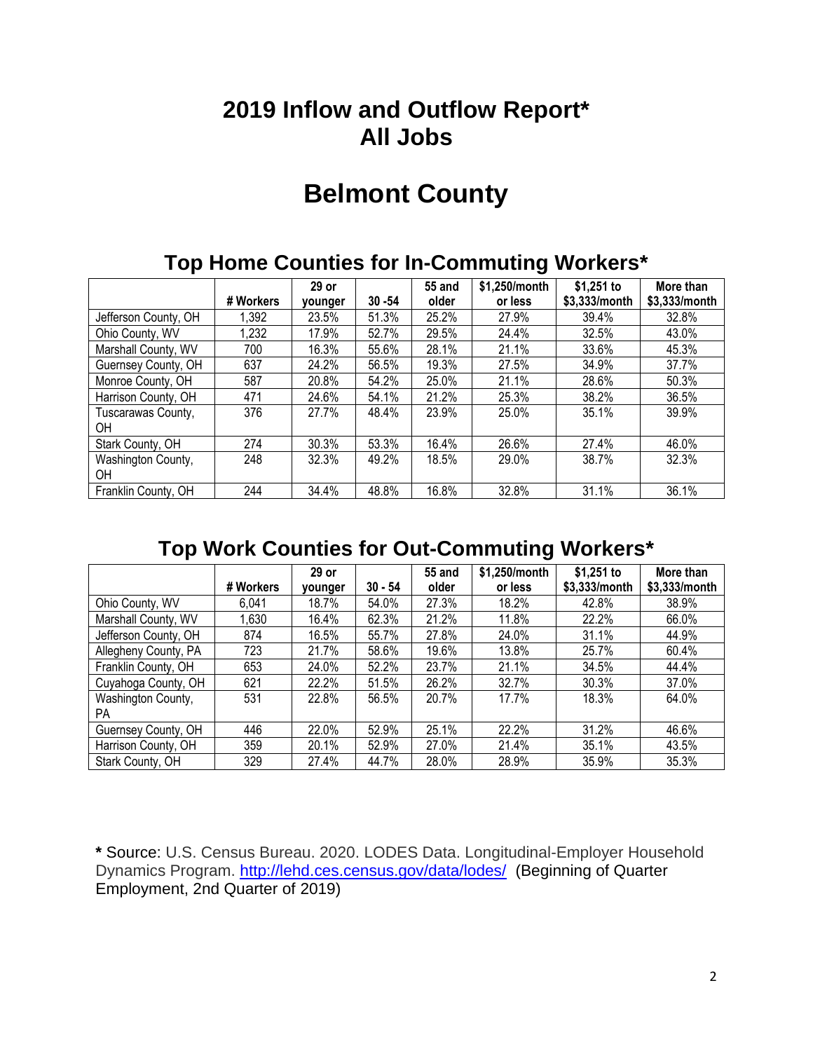# 2019 Inflow and Outflow Report*
# All Jobs

# Belmont County

## Top Home Counties for In-Commuting Workers*

| | # Workers | 29 or younger | 30 -54 | 55 and older | $1,250/month or less | $1,251 to $3,333/month | More than $3,333/month |
|---|---|---|---|---|---|---|---|
| Jefferson County, OH | 1,392 | 23.5% | 51.3% | 25.2% | 27.9% | 39.4% | 32.8% |
| Ohio County, WV | 1,232 | 17.9% | 52.7% | 29.5% | 24.4% | 32.5% | 43.0% |
| Marshall County, WV | 700 | 16.3% | 55.6% | 28.1% | 21.1% | 33.6% | 45.3% |
| Guernsey County, OH | 637 | 24.2% | 56.5% | 19.3% | 27.5% | 34.9% | 37.7% |
| Monroe County, OH | 587 | 20.8% | 54.2% | 25.0% | 21.1% | 28.6% | 50.3% |
| Harrison County, OH | 471 | 24.6% | 54.1% | 21.2% | 25.3% | 38.2% | 36.5% |
| Tuscarawas County, OH | 376 | 27.7% | 48.4% | 23.9% | 25.0% | 35.1% | 39.9% |
| Stark County, OH | 274 | 30.3% | 53.3% | 16.4% | 26.6% | 27.4% | 46.0% |
| Washington County, OH | 248 | 32.3% | 49.2% | 18.5% | 29.0% | 38.7% | 32.3% |
| Franklin County, OH | 244 | 34.4% | 48.8% | 16.8% | 32.8% | 31.1% | 36.1% |

## Top Work Counties for Out-Commuting Workers*

| | # Workers | 29 or younger | 30 - 54 | 55 and older | $1,250/month or less | $1,251 to $3,333/month | More than $3,333/month |
|---|---|---|---|---|---|---|---|
| Ohio County, WV | 6,041 | 18.7% | 54.0% | 27.3% | 18.2% | 42.8% | 38.9% |
| Marshall County, WV | 1,630 | 16.4% | 62.3% | 21.2% | 11.8% | 22.2% | 66.0% |
| Jefferson County, OH | 874 | 16.5% | 55.7% | 27.8% | 24.0% | 31.1% | 44.9% |
| Allegheny County, PA | 723 | 21.7% | 58.6% | 19.6% | 13.8% | 25.7% | 60.4% |
| Franklin County, OH | 653 | 24.0% | 52.2% | 23.7% | 21.1% | 34.5% | 44.4% |
| Cuyahoga County, OH | 621 | 22.2% | 51.5% | 26.2% | 32.7% | 30.3% | 37.0% |
| Washington County, PA | 531 | 22.8% | 56.5% | 20.7% | 17.7% | 18.3% | 64.0% |
| Guernsey County, OH | 446 | 22.0% | 52.9% | 25.1% | 22.2% | 31.2% | 46.6% |
| Harrison County, OH | 359 | 20.1% | 52.9% | 27.0% | 21.4% | 35.1% | 43.5% |
| Stark County, OH | 329 | 27.4% | 44.7% | 28.0% | 28.9% | 35.9% | 35.3% |

**\*** Source: U.S. Census Bureau. 2020. LODES Data. Longitudinal-Employer Household Dynamics Program. http://lehd.ces.census.gov/data/lodes/ (Beginning of Quarter Employment, 2nd Quarter of 2019)